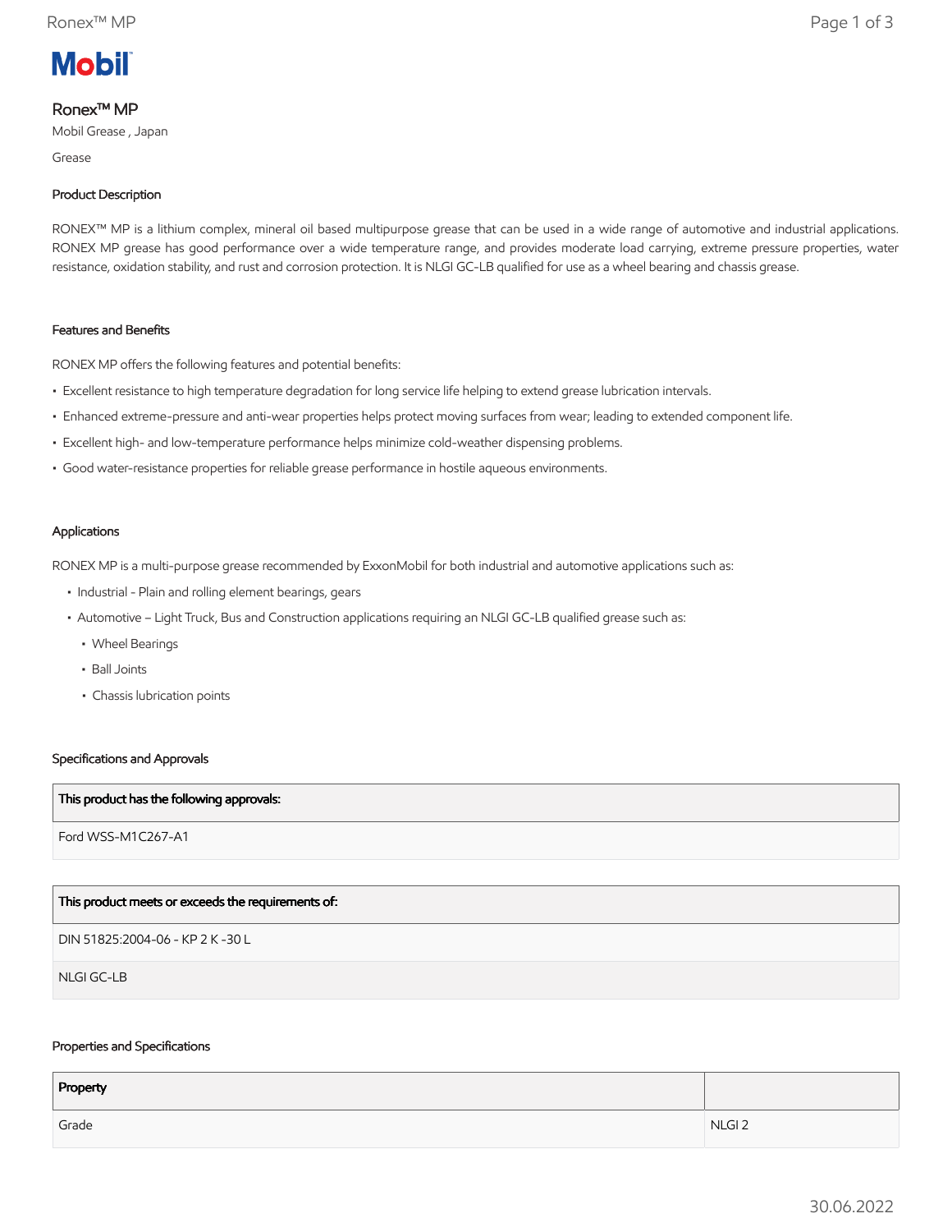Mobil

# Ronex™ MP

Mobil Grease , Japan

Grease

## Product Description

RONEX™ MP is a lithium complex, mineral oil based multipurpose grease that can be used in a wide range of automotive and industrial applications. RONEX MP grease has good performance over a wide temperature range, and provides moderate load carrying, extreme pressure properties, water resistance, oxidation stability, and rust and corrosion protection. It is NLGI GC-LB qualified for use as a wheel bearing and chassis grease.

## Features and Benefits

RONEX MP offers the following features and potential benefits:

- Excellent resistance to high temperature degradation for long service life helping to extend grease lubrication intervals.
- Enhanced extreme-pressure and anti-wear properties helps protect moving surfaces from wear; leading to extended component life.
- Excellent high- and low-temperature performance helps minimize cold-weather dispensing problems.
- Good water-resistance properties for reliable grease performance in hostile aqueous environments.

## Applications

RONEX MP is a multi-purpose grease recommended by ExxonMobil for both industrial and automotive applications such as:

- Industrial - Plain and rolling element bearings, gears
- Automotive – Light Truck, Bus and Construction applications requiring an NLGI GC-LB qualified grease such as:
  - Wheel Bearings
  - Ball Joints
  - Chassis lubrication points

## Specifications and Approvals

| This product has the following approvals: |
|---|
| Ford WSS-M1C267-A1 |

| This product meets or exceeds the requirements of: |
|---|
| DIN 51825:2004-06 - KP 2 K -30 L |
| NLGI GC-LB |

## Properties and Specifications

| Property | |
|---|---|
| Grade | NLGI 2 |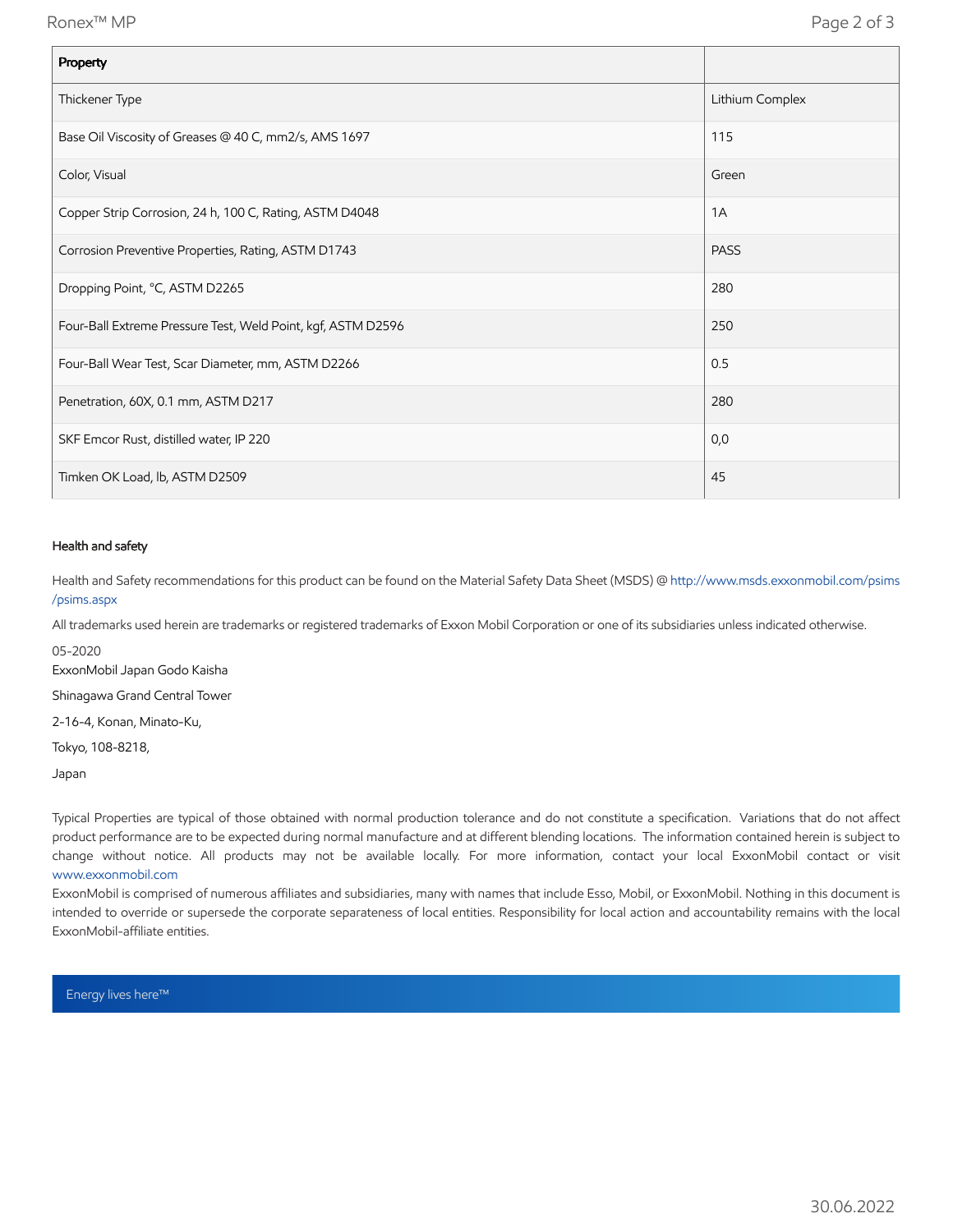| Property | |
|---|---|
| Thickener Type | Lithium Complex |
| Base Oil Viscosity of Greases @ 40 C, mm2/s, AMS 1697 | 115 |
| Color, Visual | Green |
| Copper Strip Corrosion, 24 h, 100 C, Rating, ASTM D4048 | 1A |
| Corrosion Preventive Properties, Rating, ASTM D1743 | PASS |
| Dropping Point, °C, ASTM D2265 | 280 |
| Four-Ball Extreme Pressure Test, Weld Point, kgf, ASTM D2596 | 250 |
| Four-Ball Wear Test, Scar Diameter, mm, ASTM D2266 | 0.5 |
| Penetration, 60X, 0.1 mm, ASTM D217 | 280 |
| SKF Emcor Rust, distilled water, IP 220 | 0,0 |
| Timken OK Load, lb, ASTM D2509 | 45 |

#### Health and safety

Health and Safety recommendations for this product can be found on the Material Safety Data Sheet (MSDS) @ http://www.msds.exxonmobil.com/psims/psims.aspx

All trademarks used herein are trademarks or registered trademarks of Exxon Mobil Corporation or one of its subsidiaries unless indicated otherwise.

05-2020
ExxonMobil Japan Godo Kaisha

Shinagawa Grand Central Tower

2-16-4, Konan, Minato-Ku,

Tokyo, 108-8218,

Japan

Typical Properties are typical of those obtained with normal production tolerance and do not constitute a specification. Variations that do not affect product performance are to be expected during normal manufacture and at different blending locations. The information contained herein is subject to change without notice. All products may not be available locally. For more information, contact your local ExxonMobil contact or visit www.exxonmobil.com

ExxonMobil is comprised of numerous affiliates and subsidiaries, many with names that include Esso, Mobil, or ExxonMobil. Nothing in this document is intended to override or supersede the corporate separateness of local entities. Responsibility for local action and accountability remains with the local ExxonMobil-affiliate entities.

Energy lives here™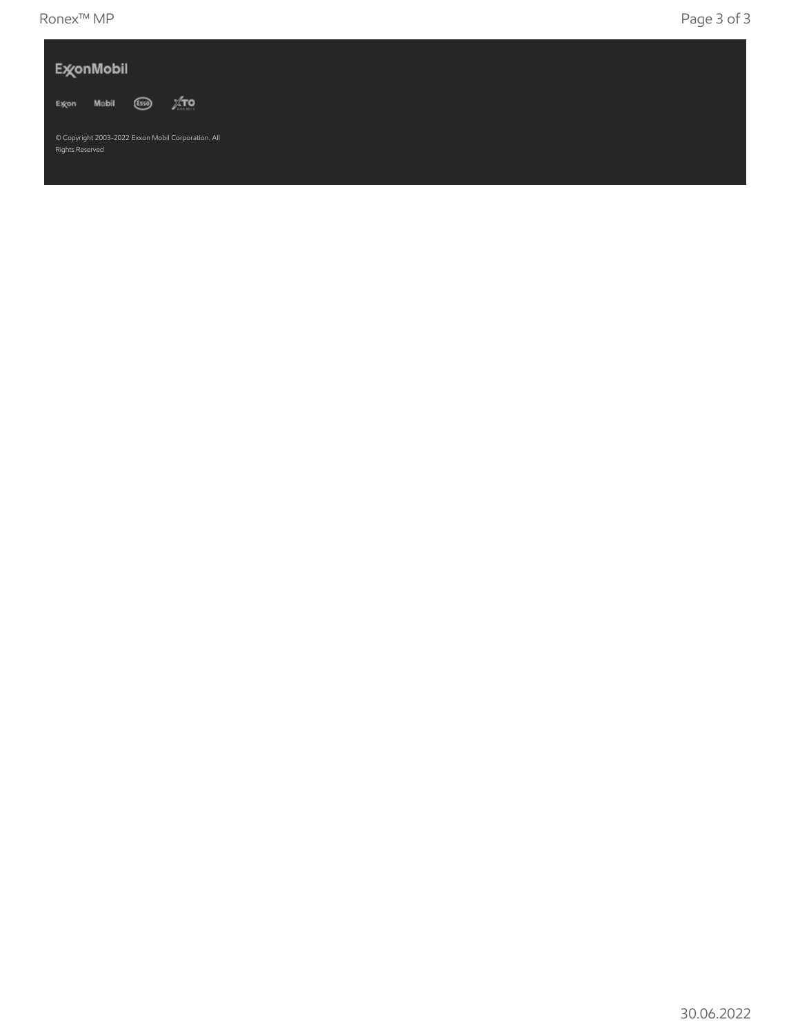ExxonMobil

Exxon Mobil Esso XTO

© Copyright 2003-2022 Exxon Mobil Corporation. All Rights Reserved